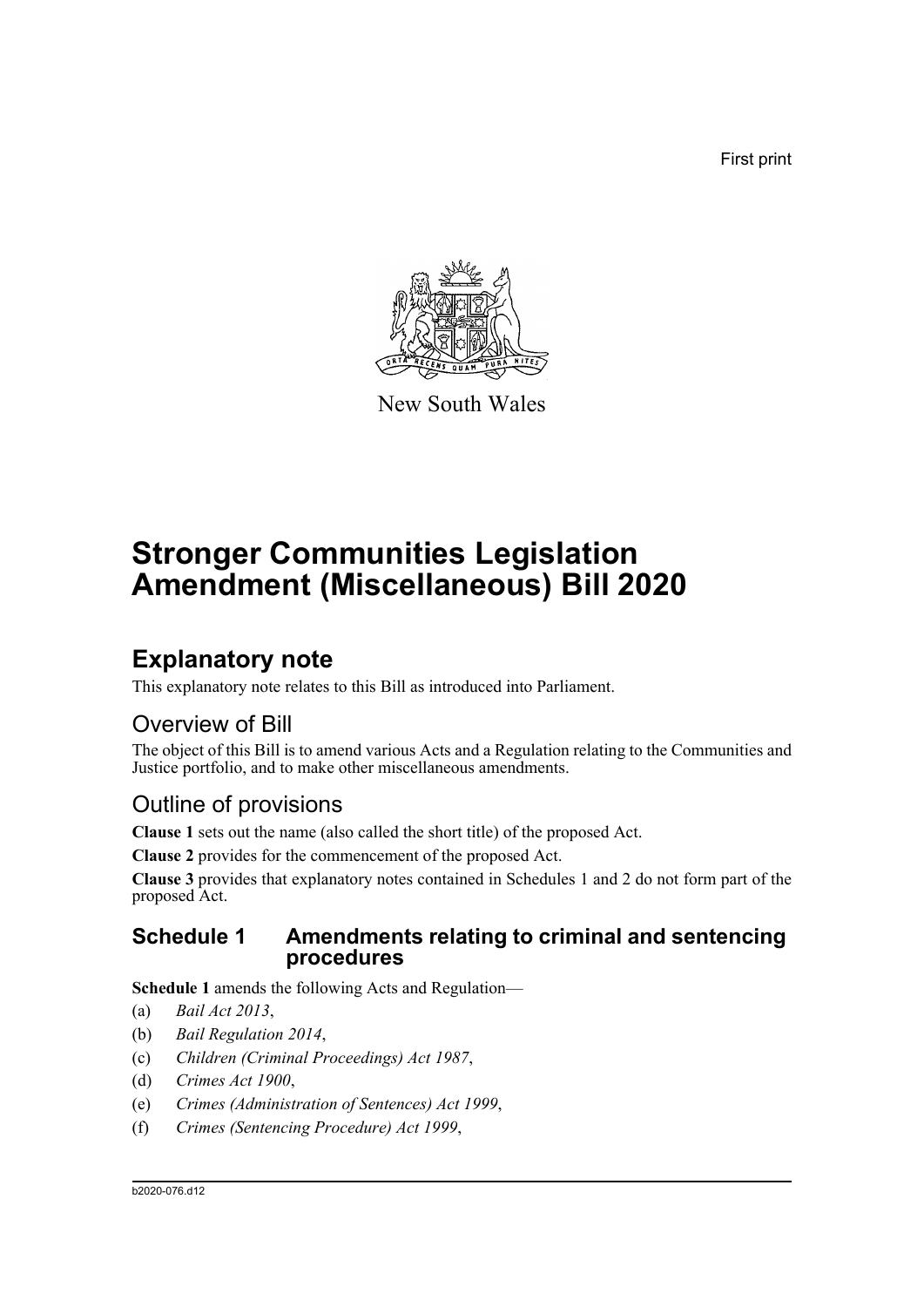First print

New South Wales

# Stronger Communities Legislation Amendment (Miscellaneous) Bill 2020

## Explanatory note

This explanatory note relates to this Bill as introduced into Parliament.

## Overview of Bill

The object of this Bill is to amend various Acts and a Regulation relating to the Communities and Justice portfolio, and to make other miscellaneous amendments.

## Outline of provisions

**Clause 1** sets out the name (also called the short title) of the proposed Act.

**Clause 2** provides for the commencement of the proposed Act.

**Clause 3** provides that explanatory notes contained in Schedules 1 and 2 do not form part of the proposed Act.

### Schedule 1 Amendments relating to criminal and sentencing procedures

**Schedule 1** amends the following Acts and Regulation—

(a) *Bail Act 2013*,

(b) *Bail Regulation 2014*,

(c) *Children (Criminal Proceedings) Act 1987*,

(d) *Crimes Act 1900*,

(e) *Crimes (Administration of Sentences) Act 1999*,

(f) *Crimes (Sentencing Procedure) Act 1999*,

b2020-076.d12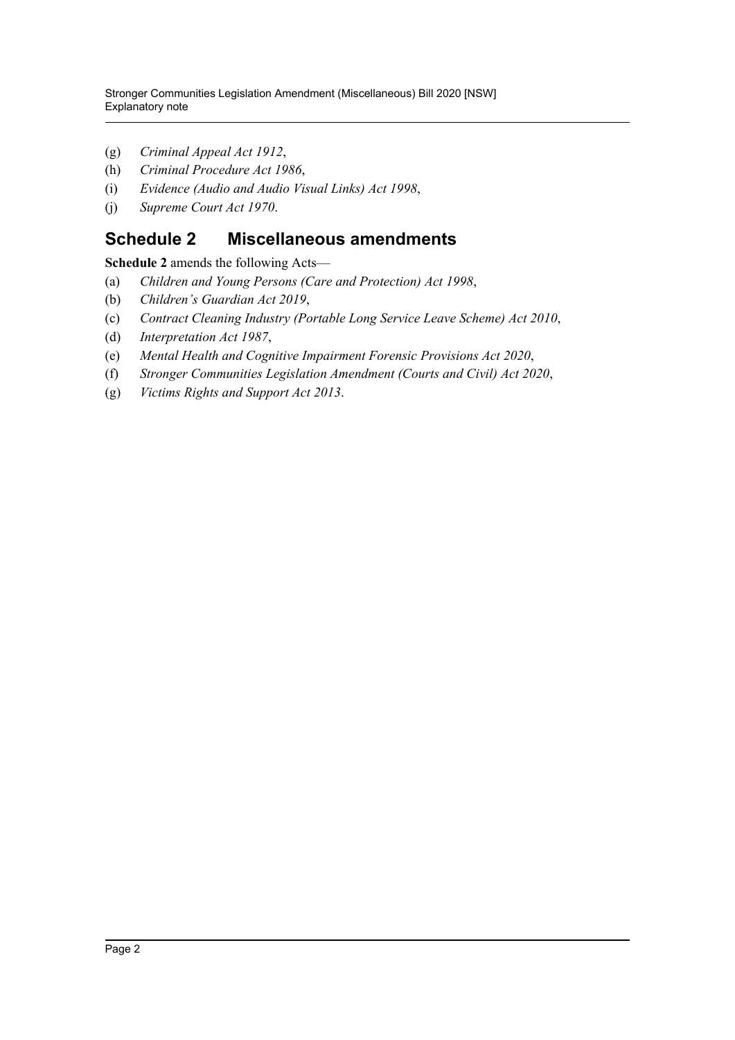(g) *Criminal Appeal Act 1912*,

(h) *Criminal Procedure Act 1986*,

(i) *Evidence (Audio and Audio Visual Links) Act 1998*,

(j) *Supreme Court Act 1970*.

## Schedule 2 Miscellaneous amendments

**Schedule 2** amends the following Acts—

(a) *Children and Young Persons (Care and Protection) Act 1998*,

(b) *Children's Guardian Act 2019*,

(c) *Contract Cleaning Industry (Portable Long Service Leave Scheme) Act 2010*,

(d) *Interpretation Act 1987*,

(e) *Mental Health and Cognitive Impairment Forensic Provisions Act 2020*,

(f) *Stronger Communities Legislation Amendment (Courts and Civil) Act 2020*,

(g) *Victims Rights and Support Act 2013*.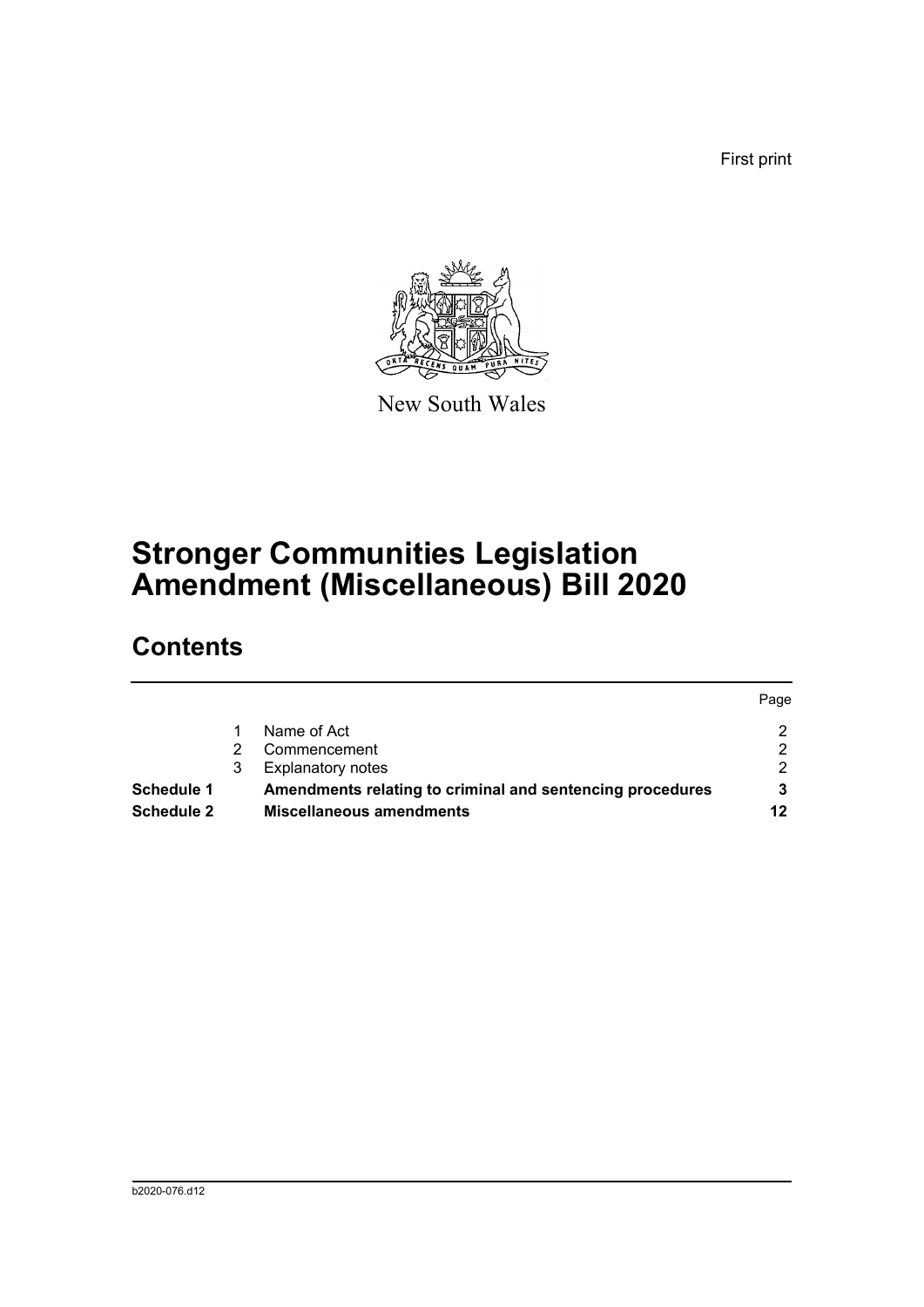First print

New South Wales

# Stronger Communities Legislation Amendment (Miscellaneous) Bill 2020

## Contents

| | | | Page |
|---|---|---|---|
| | 1 | Name of Act | 2 |
| | 2 | Commencement | 2 |
| | 3 | Explanatory notes | 2 |
| **Schedule 1** | | **Amendments relating to criminal and sentencing procedures** | **3** |
| **Schedule 2** | | **Miscellaneous amendments** | **12** |

b2020-076.d12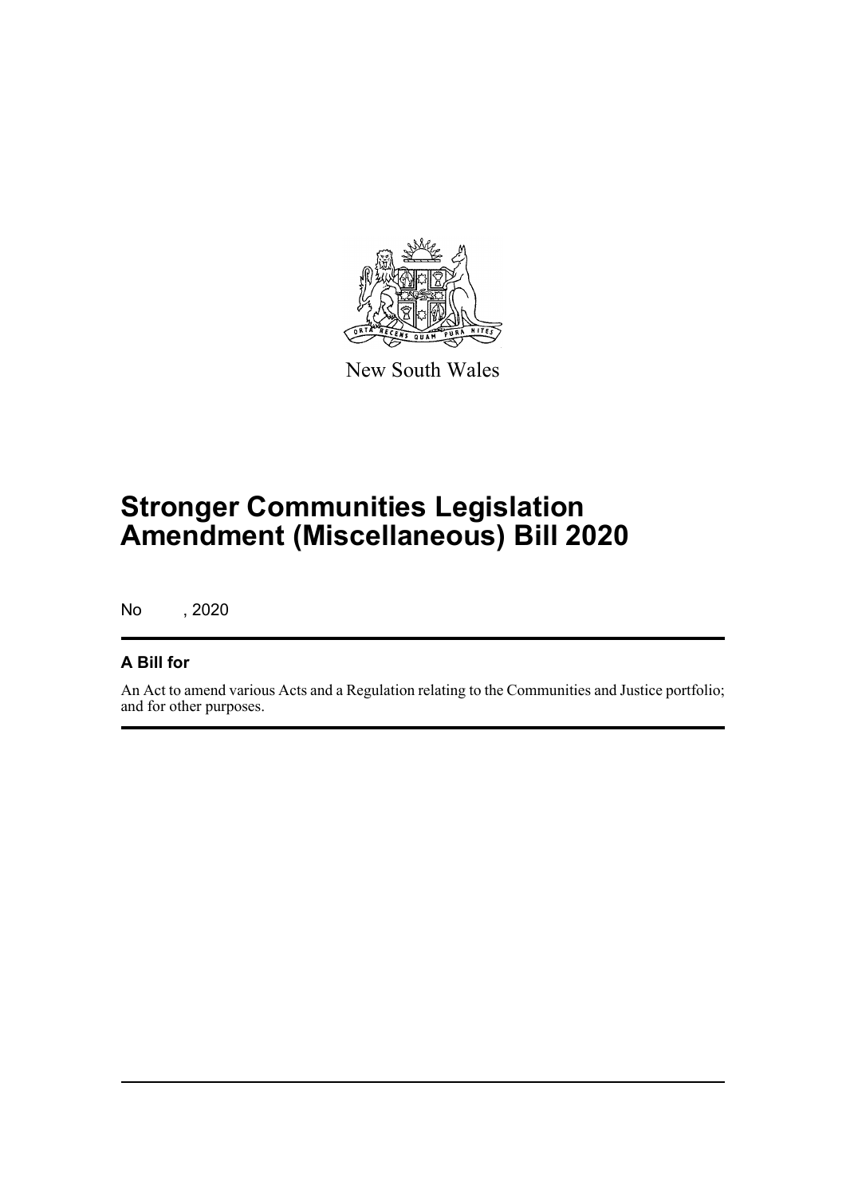New South Wales

# Stronger Communities Legislation Amendment (Miscellaneous) Bill 2020

No , 2020

## A Bill for

An Act to amend various Acts and a Regulation relating to the Communities and Justice portfolio; and for other purposes.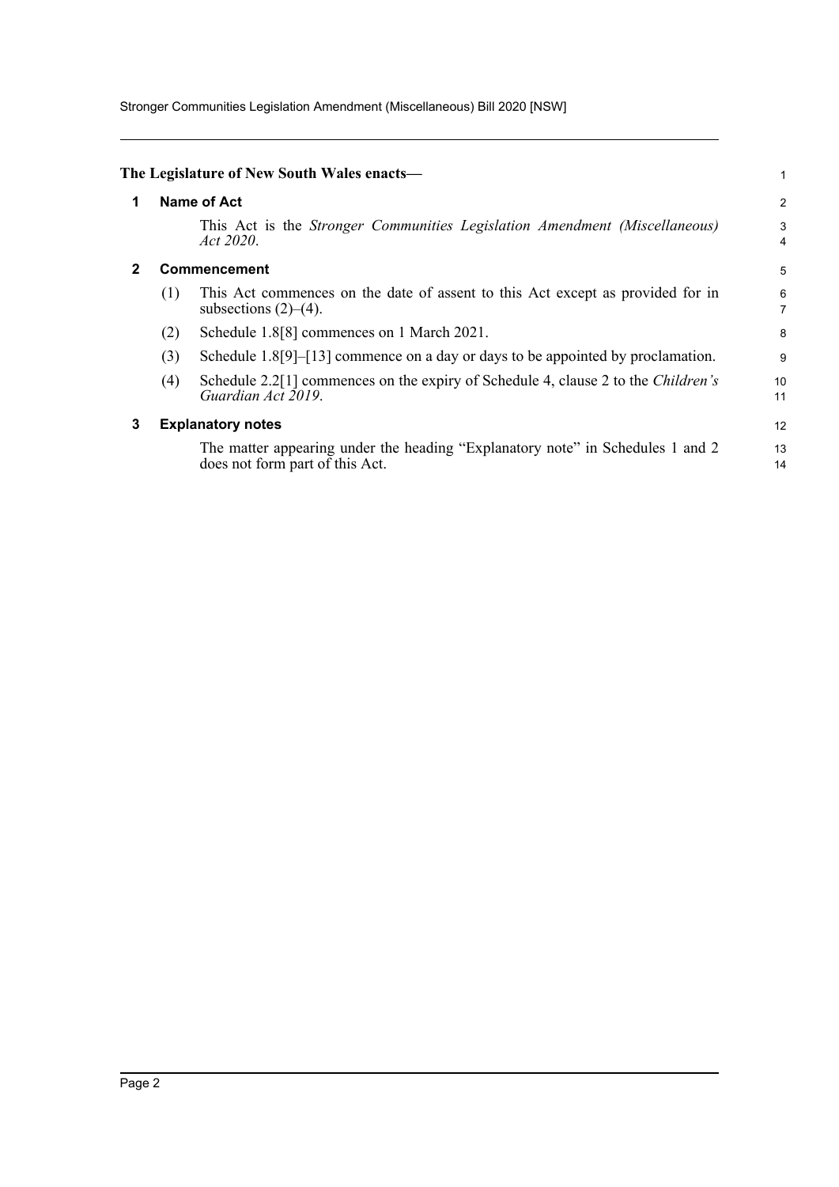**The Legislature of New South Wales enacts—**

## 1 Name of Act

This Act is the *Stronger Communities Legislation Amendment (Miscellaneous) Act 2020*.

## 2 Commencement

(1) This Act commences on the date of assent to this Act except as provided for in subsections (2)–(4).

(2) Schedule 1.8[8] commences on 1 March 2021.

(3) Schedule 1.8[9]–[13] commence on a day or days to be appointed by proclamation.

(4) Schedule 2.2[1] commences on the expiry of Schedule 4, clause 2 to the *Children's Guardian Act 2019*.

## 3 Explanatory notes

The matter appearing under the heading "Explanatory note" in Schedules 1 and 2 does not form part of this Act.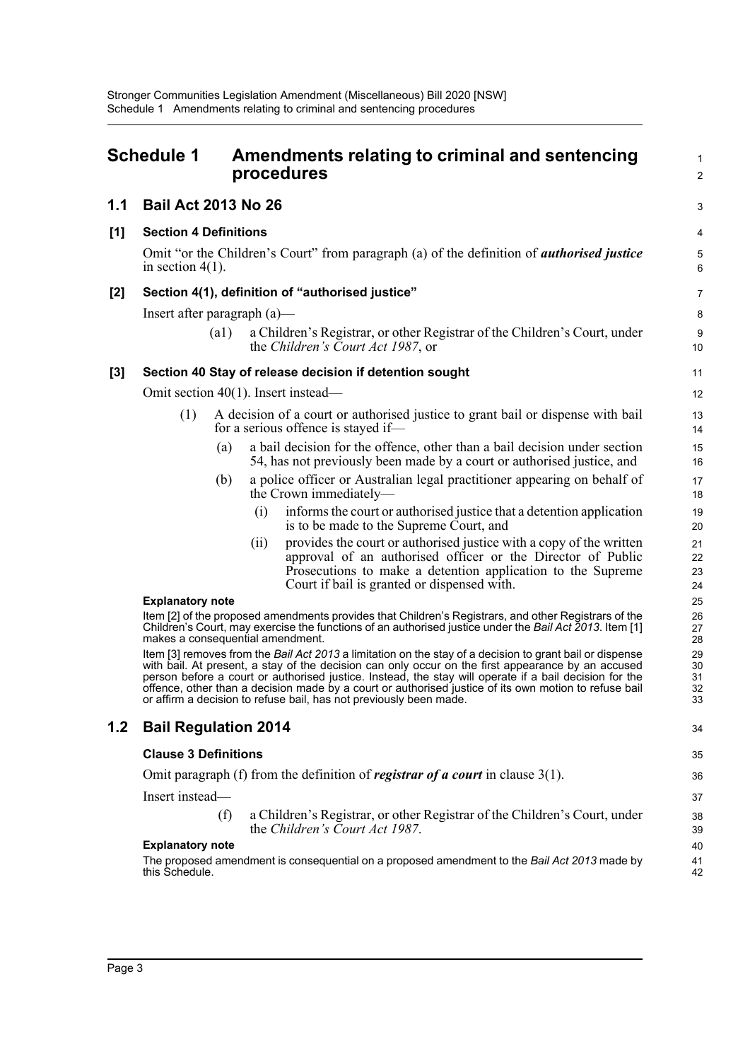# Schedule 1 Amendments relating to criminal and sentencing procedures

## 1.1 Bail Act 2013 No 26

### [1] Section 4 Definitions

Omit "or the Children's Court" from paragraph (a) of the definition of ***authorised justice*** in section 4(1).

### [2] Section 4(1), definition of "authorised justice"

Insert after paragraph (a)—

> (a1) a Children's Registrar, or other Registrar of the Children's Court, under the *Children's Court Act 1987*, or

### [3] Section 40 Stay of release decision if detention sought

Omit section 40(1). Insert instead—

> (1) A decision of a court or authorised justice to grant bail or dispense with bail for a serious offence is stayed if—
>
> (a) a bail decision for the offence, other than a bail decision under section 54, has not previously been made by a court or authorised justice, and
>
> (b) a police officer or Australian legal practitioner appearing on behalf of the Crown immediately—
>
> (i) informs the court or authorised justice that a detention application is to be made to the Supreme Court, and
>
> (ii) provides the court or authorised justice with a copy of the written approval of an authorised officer or the Director of Public Prosecutions to make a detention application to the Supreme Court if bail is granted or dispensed with.

**Explanatory note**

Item [2] of the proposed amendments provides that Children's Registrars, and other Registrars of the Children's Court, may exercise the functions of an authorised justice under the *Bail Act 2013*. Item [1] makes a consequential amendment.

Item [3] removes from the *Bail Act 2013* a limitation on the stay of a decision to grant bail or dispense with bail. At present, a stay of the decision can only occur on the first appearance by an accused person before a court or authorised justice. Instead, the stay will operate if a bail decision for the offence, other than a decision made by a court or authorised justice of its own motion to refuse bail or affirm a decision to refuse bail, has not previously been made.

## 1.2 Bail Regulation 2014

### Clause 3 Definitions

Omit paragraph (f) from the definition of ***registrar of a court*** in clause 3(1).

Insert instead—

> (f) a Children's Registrar, or other Registrar of the Children's Court, under the *Children's Court Act 1987*.

**Explanatory note**

The proposed amendment is consequential on a proposed amendment to the *Bail Act 2013* made by this Schedule.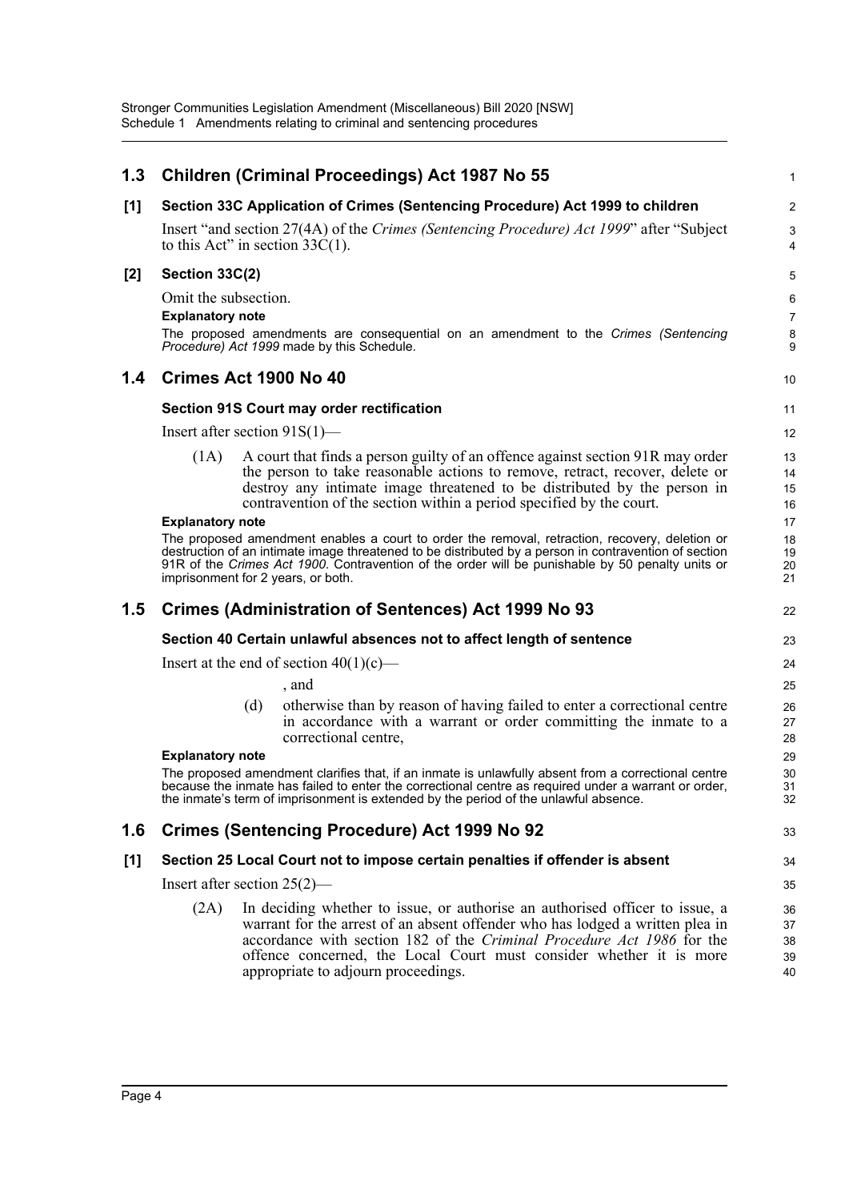## 1.3 Children (Criminal Proceedings) Act 1987 No 55

### [1] Section 33C Application of Crimes (Sentencing Procedure) Act 1999 to children

Insert "and section 27(4A) of the *Crimes (Sentencing Procedure) Act 1999*" after "Subject to this Act" in section 33C(1).

### [2] Section 33C(2)

Omit the subsection.

**Explanatory note**

The proposed amendments are consequential on an amendment to the *Crimes (Sentencing Procedure) Act 1999* made by this Schedule.

## 1.4 Crimes Act 1900 No 40

### Section 91S Court may order rectification

Insert after section 91S(1)—

(1A) A court that finds a person guilty of an offence against section 91R may order the person to take reasonable actions to remove, retract, recover, delete or destroy any intimate image threatened to be distributed by the person in contravention of the section within a period specified by the court.

**Explanatory note**

The proposed amendment enables a court to order the removal, retraction, recovery, deletion or destruction of an intimate image threatened to be distributed by a person in contravention of section 91R of the *Crimes Act 1900*. Contravention of the order will be punishable by 50 penalty units or imprisonment for 2 years, or both.

## 1.5 Crimes (Administration of Sentences) Act 1999 No 93

### Section 40 Certain unlawful absences not to affect length of sentence

Insert at the end of section 40(1)(c)—

, and

(d) otherwise than by reason of having failed to enter a correctional centre in accordance with a warrant or order committing the inmate to a correctional centre,

**Explanatory note**

The proposed amendment clarifies that, if an inmate is unlawfully absent from a correctional centre because the inmate has failed to enter the correctional centre as required under a warrant or order, the inmate's term of imprisonment is extended by the period of the unlawful absence.

## 1.6 Crimes (Sentencing Procedure) Act 1999 No 92

### [1] Section 25 Local Court not to impose certain penalties if offender is absent

Insert after section 25(2)—

(2A) In deciding whether to issue, or authorise an authorised officer to issue, a warrant for the arrest of an absent offender who has lodged a written plea in accordance with section 182 of the *Criminal Procedure Act 1986* for the offence concerned, the Local Court must consider whether it is more appropriate to adjourn proceedings.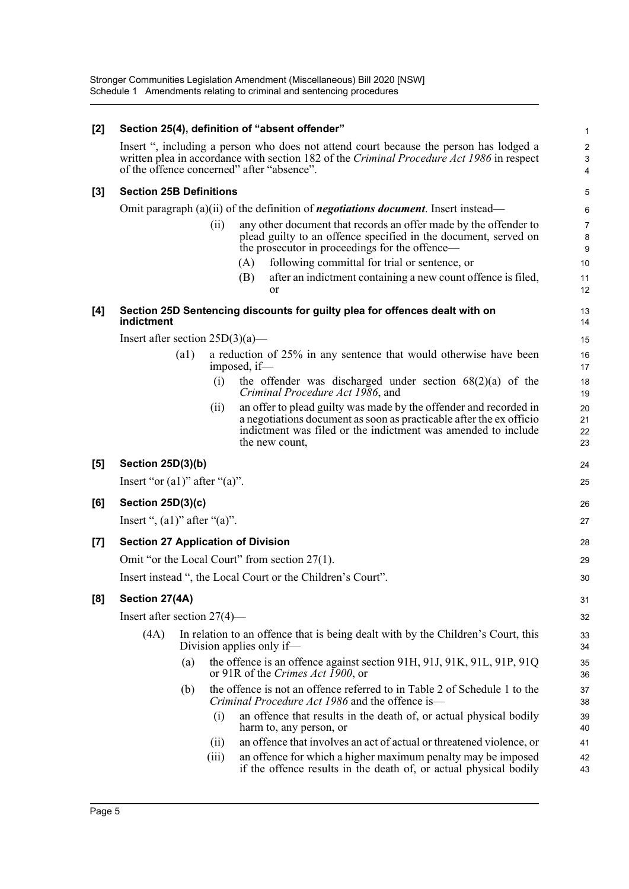**[2] Section 25(4), definition of "absent offender"**

Insert ", including a person who does not attend court because the person has lodged a written plea in accordance with section 182 of the *Criminal Procedure Act 1986* in respect of the offence concerned" after "absence".

**[3] Section 25B Definitions**

Omit paragraph (a)(ii) of the definition of ***negotiations document***. Insert instead—

(ii) any other document that records an offer made by the offender to plead guilty to an offence specified in the document, served on the prosecutor in proceedings for the offence—

(A) following committal for trial or sentence, or

(B) after an indictment containing a new count offence is filed, or

**[4] Section 25D Sentencing discounts for guilty plea for offences dealt with on indictment**

Insert after section 25D(3)(a)—

(a1) a reduction of 25% in any sentence that would otherwise have been imposed, if—

(i) the offender was discharged under section 68(2)(a) of the *Criminal Procedure Act 1986*, and

(ii) an offer to plead guilty was made by the offender and recorded in a negotiations document as soon as practicable after the ex officio indictment was filed or the indictment was amended to include the new count,

**[5] Section 25D(3)(b)**

Insert "or (a1)" after "(a)".

**[6] Section 25D(3)(c)**

Insert ", (a1)" after "(a)".

**[7] Section 27 Application of Division**

Omit "or the Local Court" from section 27(1).

Insert instead ", the Local Court or the Children's Court".

**[8] Section 27(4A)**

Insert after section 27(4)—

(4A) In relation to an offence that is being dealt with by the Children's Court, this Division applies only if—

(a) the offence is an offence against section 91H, 91J, 91K, 91L, 91P, 91Q or 91R of the *Crimes Act 1900*, or

(b) the offence is not an offence referred to in Table 2 of Schedule 1 to the *Criminal Procedure Act 1986* and the offence is—

(i) an offence that results in the death of, or actual physical bodily harm to, any person, or

(ii) an offence that involves an act of actual or threatened violence, or

(iii) an offence for which a higher maximum penalty may be imposed if the offence results in the death of, or actual physical bodily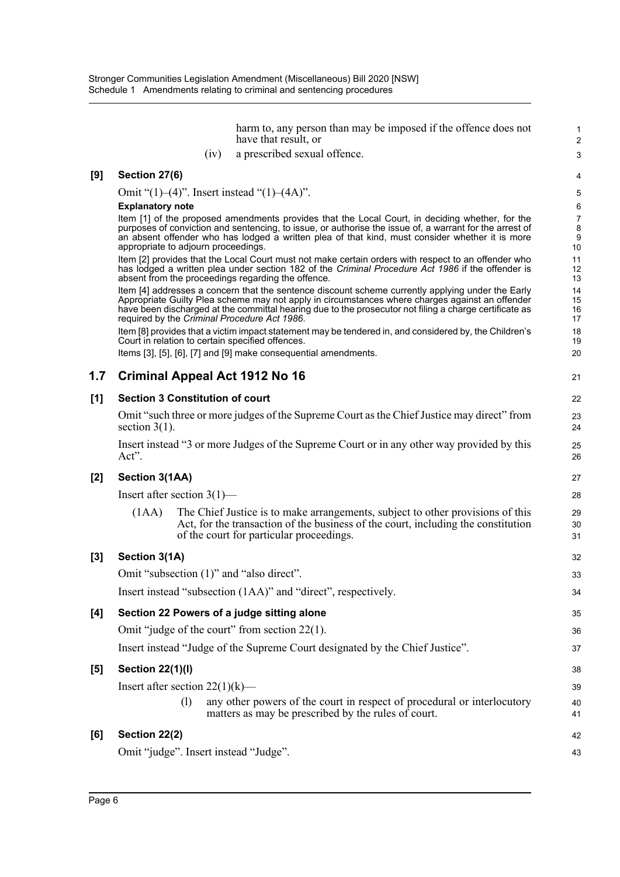harm to, any person than may be imposed if the offence does not have that result, or

(iv) a prescribed sexual offence.

**[9] Section 27(6)**

Omit "(1)–(4)". Insert instead "(1)–(4A)".

**Explanatory note**

Item [1] of the proposed amendments provides that the Local Court, in deciding whether, for the purposes of conviction and sentencing, to issue, or authorise the issue of, a warrant for the arrest of an absent offender who has lodged a written plea of that kind, must consider whether it is more appropriate to adjourn proceedings.

Item [2] provides that the Local Court must not make certain orders with respect to an offender who has lodged a written plea under section 182 of the *Criminal Procedure Act 1986* if the offender is absent from the proceedings regarding the offence.

Item [4] addresses a concern that the sentence discount scheme currently applying under the Early Appropriate Guilty Plea scheme may not apply in circumstances where charges against an offender have been discharged at the committal hearing due to the prosecutor not filing a charge certificate as required by the *Criminal Procedure Act 1986*.

Item [8] provides that a victim impact statement may be tendered in, and considered by, the Children's Court in relation to certain specified offences.

Items [3], [5], [6], [7] and [9] make consequential amendments.

## 1.7 Criminal Appeal Act 1912 No 16

**[1] Section 3 Constitution of court**

Omit "such three or more judges of the Supreme Court as the Chief Justice may direct" from section 3(1).

Insert instead "3 or more Judges of the Supreme Court or in any other way provided by this Act".

**[2] Section 3(1AA)**

Insert after section 3(1)—

(1AA) The Chief Justice is to make arrangements, subject to other provisions of this Act, for the transaction of the business of the court, including the constitution of the court for particular proceedings.

**[3] Section 3(1A)**

Omit "subsection (1)" and "also direct".

Insert instead "subsection (1AA)" and "direct", respectively.

**[4] Section 22 Powers of a judge sitting alone**

Omit "judge of the court" from section 22(1).

Insert instead "Judge of the Supreme Court designated by the Chief Justice".

**[5] Section 22(1)(l)**

Insert after section 22(1)(k)—

(l) any other powers of the court in respect of procedural or interlocutory matters as may be prescribed by the rules of court.

**[6] Section 22(2)**

Omit "judge". Insert instead "Judge".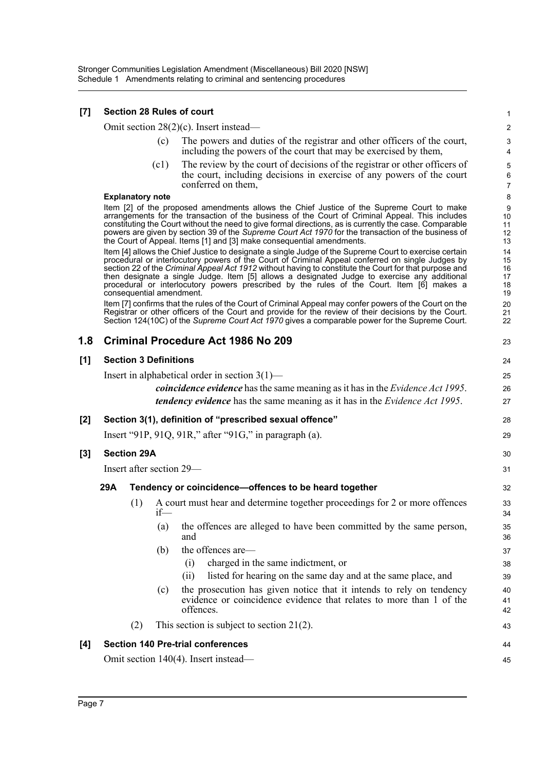**[7] Section 28 Rules of court**

Omit section 28(2)(c). Insert instead—

(c) The powers and duties of the registrar and other officers of the court, including the powers of the court that may be exercised by them,

(c1) The review by the court of decisions of the registrar or other officers of the court, including decisions in exercise of any powers of the court conferred on them,

**Explanatory note**

Item [2] of the proposed amendments allows the Chief Justice of the Supreme Court to make arrangements for the transaction of the business of the Court of Criminal Appeal. This includes constituting the Court without the need to give formal directions, as is currently the case. Comparable powers are given by section 39 of the *Supreme Court Act 1970* for the transaction of the business of the Court of Appeal. Items [1] and [3] make consequential amendments.

Item [4] allows the Chief Justice to designate a single Judge of the Supreme Court to exercise certain procedural or interlocutory powers of the Court of Criminal Appeal conferred on single Judges by section 22 of the *Criminal Appeal Act 1912* without having to constitute the Court for that purpose and then designate a single Judge. Item [5] allows a designated Judge to exercise any additional procedural or interlocutory powers prescribed by the rules of the Court. Item [6] makes a consequential amendment.

Item [7] confirms that the rules of the Court of Criminal Appeal may confer powers of the Court on the Registrar or other officers of the Court and provide for the review of their decisions by the Court. Section 124(10C) of the *Supreme Court Act 1970* gives a comparable power for the Supreme Court.

## 1.8 Criminal Procedure Act 1986 No 209

**[1] Section 3 Definitions**

Insert in alphabetical order in section 3(1)—

***coincidence evidence*** has the same meaning as it has in the *Evidence Act 1995*.

***tendency evidence*** has the same meaning as it has in the *Evidence Act 1995*.

**[2] Section 3(1), definition of "prescribed sexual offence"**

Insert "91P, 91Q, 91R," after "91G," in paragraph (a).

**[3] Section 29A**

Insert after section 29—

**29A Tendency or coincidence—offences to be heard together**

(1) A court must hear and determine together proceedings for 2 or more offences if—

(a) the offences are alleged to have been committed by the same person, and

(b) the offences are—

(i) charged in the same indictment, or

(ii) listed for hearing on the same day and at the same place, and

(c) the prosecution has given notice that it intends to rely on tendency evidence or coincidence evidence that relates to more than 1 of the offences.

(2) This section is subject to section 21(2).

**[4] Section 140 Pre-trial conferences**

Omit section 140(4). Insert instead—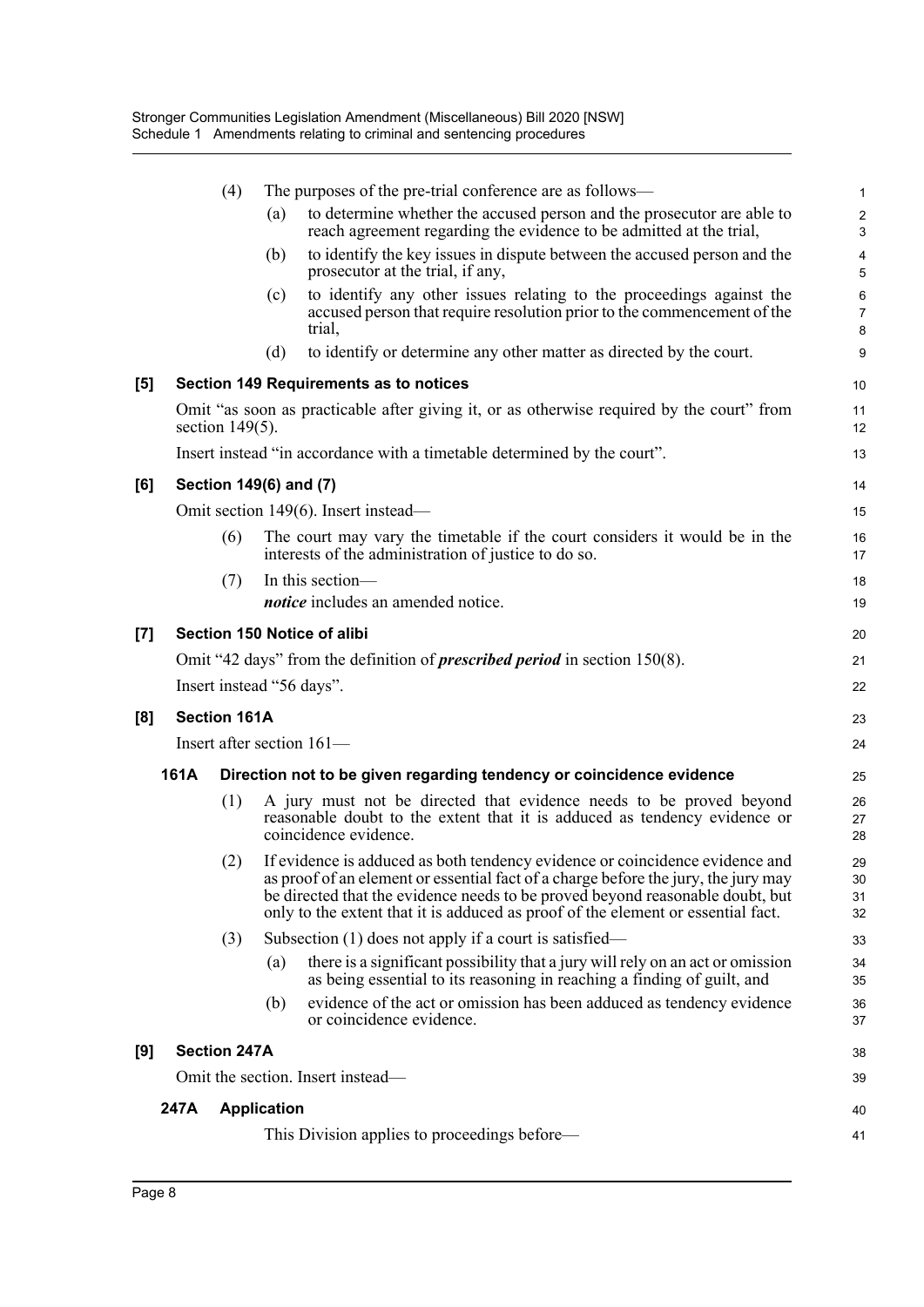(4) The purposes of the pre-trial conference are as follows—

(a) to determine whether the accused person and the prosecutor are able to reach agreement regarding the evidence to be admitted at the trial,

(b) to identify the key issues in dispute between the accused person and the prosecutor at the trial, if any,

(c) to identify any other issues relating to the proceedings against the accused person that require resolution prior to the commencement of the trial,

(d) to identify or determine any other matter as directed by the court.

### [5] Section 149 Requirements as to notices

Omit "as soon as practicable after giving it, or as otherwise required by the court" from section 149(5).

Insert instead "in accordance with a timetable determined by the court".

### [6] Section 149(6) and (7)

Omit section 149(6). Insert instead—

(6) The court may vary the timetable if the court considers it would be in the interests of the administration of justice to do so.

(7) In this section—

***notice*** includes an amended notice.

### [7] Section 150 Notice of alibi

Omit "42 days" from the definition of ***prescribed period*** in section 150(8).

Insert instead "56 days".

### [8] Section 161A

Insert after section 161—

#### 161A Direction not to be given regarding tendency or coincidence evidence

(1) A jury must not be directed that evidence needs to be proved beyond reasonable doubt to the extent that it is adduced as tendency evidence or coincidence evidence.

(2) If evidence is adduced as both tendency evidence or coincidence evidence and as proof of an element or essential fact of a charge before the jury, the jury may be directed that the evidence needs to be proved beyond reasonable doubt, but only to the extent that it is adduced as proof of the element or essential fact.

(3) Subsection (1) does not apply if a court is satisfied—

(a) there is a significant possibility that a jury will rely on an act or omission as being essential to its reasoning in reaching a finding of guilt, and

(b) evidence of the act or omission has been adduced as tendency evidence or coincidence evidence.

### [9] Section 247A

Omit the section. Insert instead—

#### 247A Application

This Division applies to proceedings before—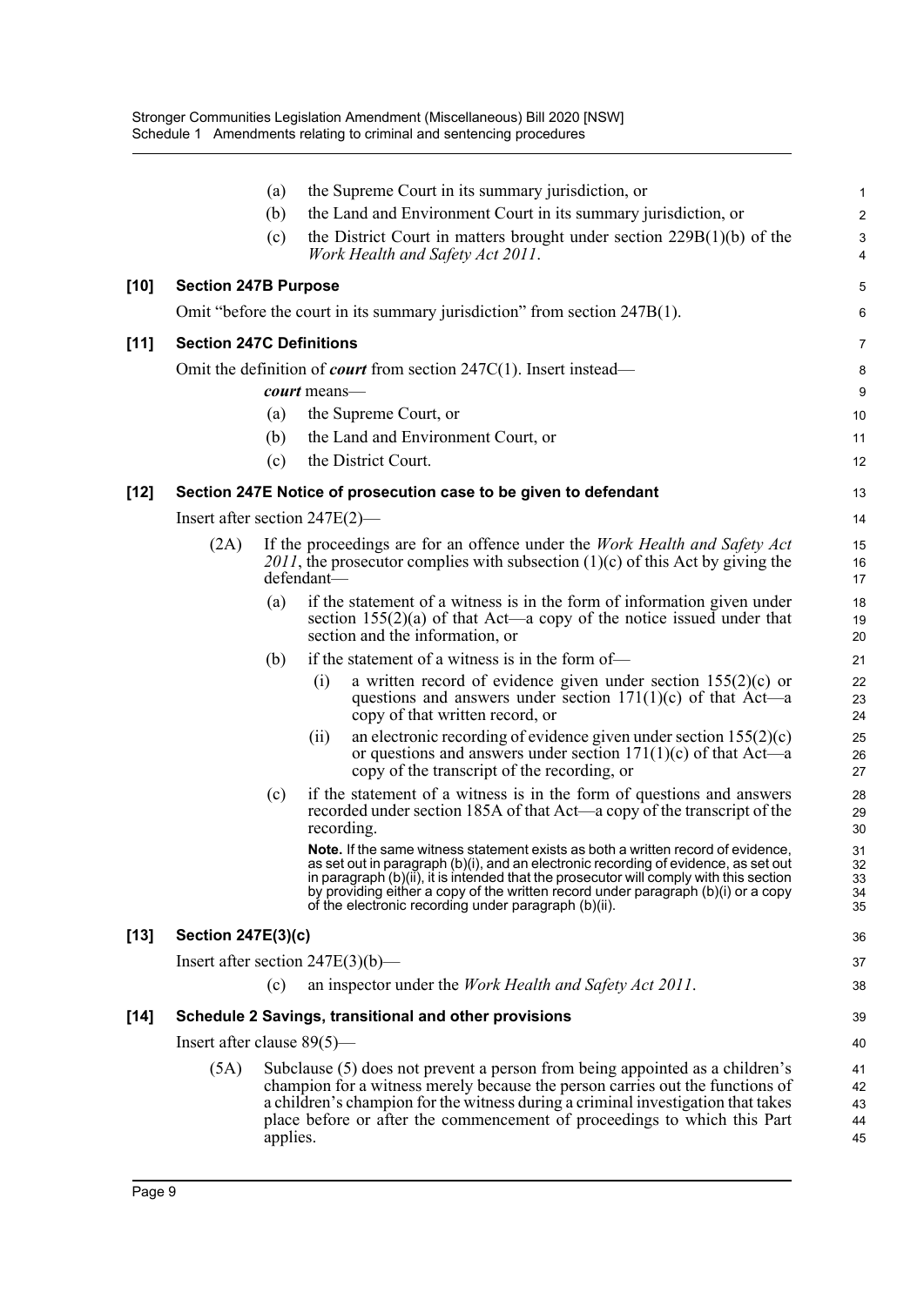(a) the Supreme Court in its summary jurisdiction, or

(b) the Land and Environment Court in its summary jurisdiction, or

(c) the District Court in matters brought under section 229B(1)(b) of the *Work Health and Safety Act 2011*.

### [10] Section 247B Purpose

Omit "before the court in its summary jurisdiction" from section 247B(1).

### [11] Section 247C Definitions

Omit the definition of ***court*** from section 247C(1). Insert instead—

***court*** means—

(a) the Supreme Court, or

(b) the Land and Environment Court, or

(c) the District Court.

### [12] Section 247E Notice of prosecution case to be given to defendant

Insert after section 247E(2)—

(2A) If the proceedings are for an offence under the *Work Health and Safety Act 2011*, the prosecutor complies with subsection (1)(c) of this Act by giving the defendant—

(a) if the statement of a witness is in the form of information given under section 155(2)(a) of that Act—a copy of the notice issued under that section and the information, or

(b) if the statement of a witness is in the form of—

(i) a written record of evidence given under section 155(2)(c) or questions and answers under section 171(1)(c) of that Act—a copy of that written record, or

(ii) an electronic recording of evidence given under section 155(2)(c) or questions and answers under section 171(1)(c) of that Act—a copy of the transcript of the recording, or

(c) if the statement of a witness is in the form of questions and answers recorded under section 185A of that Act—a copy of the transcript of the recording.

**Note.** If the same witness statement exists as both a written record of evidence, as set out in paragraph (b)(i), and an electronic recording of evidence, as set out in paragraph (b)(ii), it is intended that the prosecutor will comply with this section by providing either a copy of the written record under paragraph (b)(i) or a copy of the electronic recording under paragraph (b)(ii).

### [13] Section 247E(3)(c)

Insert after section 247E(3)(b)—

(c) an inspector under the *Work Health and Safety Act 2011*.

### [14] Schedule 2 Savings, transitional and other provisions

Insert after clause 89(5)—

(5A) Subclause (5) does not prevent a person from being appointed as a children's champion for a witness merely because the person carries out the functions of a children's champion for the witness during a criminal investigation that takes place before or after the commencement of proceedings to which this Part applies.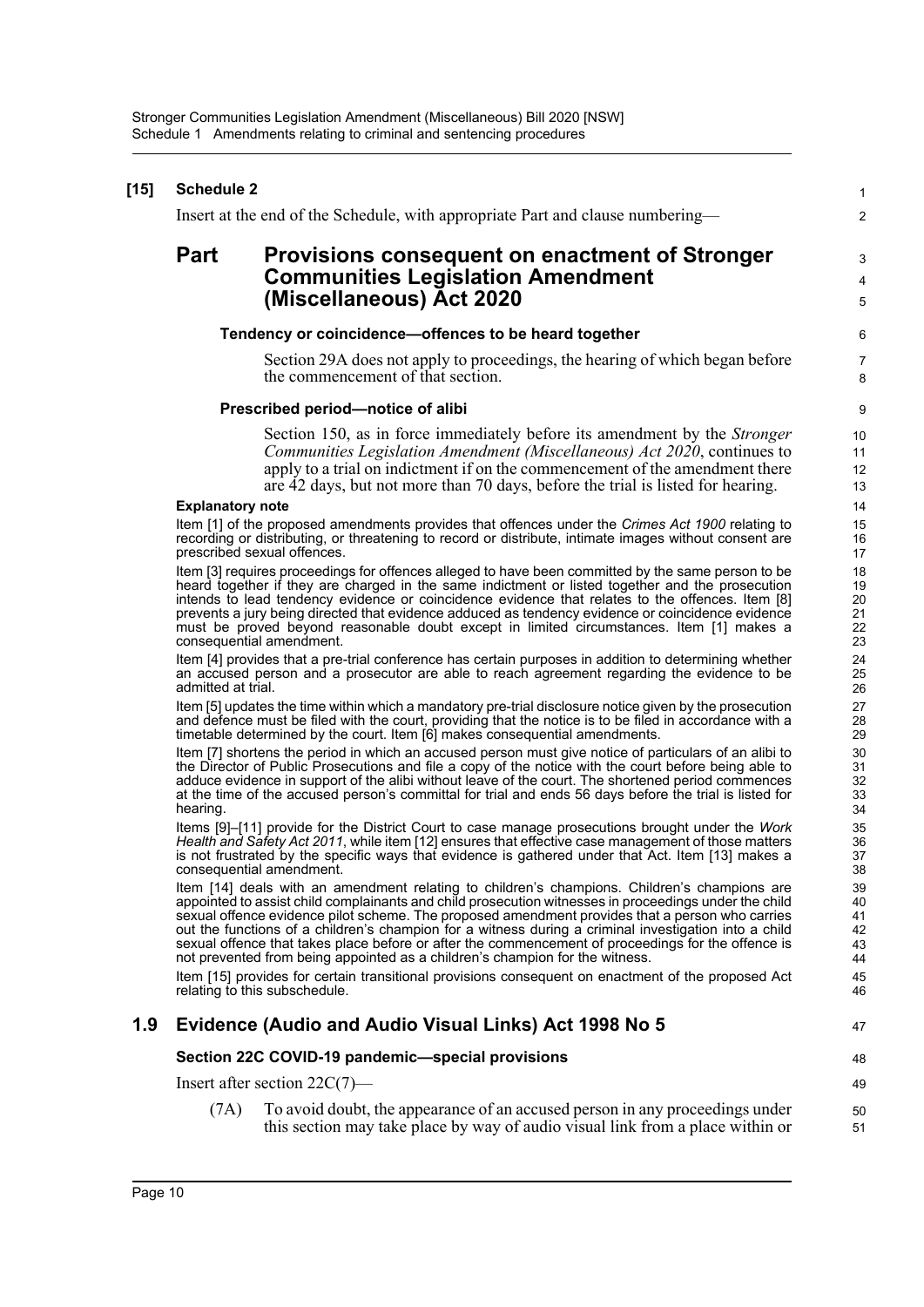**[15] Schedule 2**

Insert at the end of the Schedule, with appropriate Part and clause numbering—

## Part Provisions consequent on enactment of Stronger Communities Legislation Amendment (Miscellaneous) Act 2020

**Tendency or coincidence—offences to be heard together**

Section 29A does not apply to proceedings, the hearing of which began before the commencement of that section.

**Prescribed period—notice of alibi**

Section 150, as in force immediately before its amendment by the *Stronger Communities Legislation Amendment (Miscellaneous) Act 2020*, continues to apply to a trial on indictment if on the commencement of the amendment there are 42 days, but not more than 70 days, before the trial is listed for hearing.

**Explanatory note**

Item [1] of the proposed amendments provides that offences under the *Crimes Act 1900* relating to recording or distributing, or threatening to record or distribute, intimate images without consent are prescribed sexual offences.

Item [3] requires proceedings for offences alleged to have been committed by the same person to be heard together if they are charged in the same indictment or listed together and the prosecution intends to lead tendency evidence or coincidence evidence that relates to the offences. Item [8] prevents a jury being directed that evidence adduced as tendency evidence or coincidence evidence must be proved beyond reasonable doubt except in limited circumstances. Item [1] makes a consequential amendment.

Item [4] provides that a pre-trial conference has certain purposes in addition to determining whether an accused person and a prosecutor are able to reach agreement regarding the evidence to be admitted at trial.

Item [5] updates the time within which a mandatory pre-trial disclosure notice given by the prosecution and defence must be filed with the court, providing that the notice is to be filed in accordance with a timetable determined by the court. Item [6] makes consequential amendments.

Item [7] shortens the period in which an accused person must give notice of particulars of an alibi to the Director of Public Prosecutions and file a copy of the notice with the court before being able to adduce evidence in support of the alibi without leave of the court. The shortened period commences at the time of the accused person's committal for trial and ends 56 days before the trial is listed for hearing.

Items [9]–[11] provide for the District Court to case manage prosecutions brought under the *Work Health and Safety Act 2011*, while item [12] ensures that effective case management of those matters is not frustrated by the specific ways that evidence is gathered under that Act. Item [13] makes a consequential amendment.

Item [14] deals with an amendment relating to children's champions. Children's champions are appointed to assist child complainants and child prosecution witnesses in proceedings under the child sexual offence evidence pilot scheme. The proposed amendment provides that a person who carries out the functions of a children's champion for a witness during a criminal investigation into a child sexual offence that takes place before or after the commencement of proceedings for the offence is not prevented from being appointed as a children's champion for the witness.

Item [15] provides for certain transitional provisions consequent on enactment of the proposed Act relating to this subschedule.

## 1.9 Evidence (Audio and Audio Visual Links) Act 1998 No 5

**Section 22C COVID-19 pandemic—special provisions**

Insert after section 22C(7)—

(7A) To avoid doubt, the appearance of an accused person in any proceedings under this section may take place by way of audio visual link from a place within or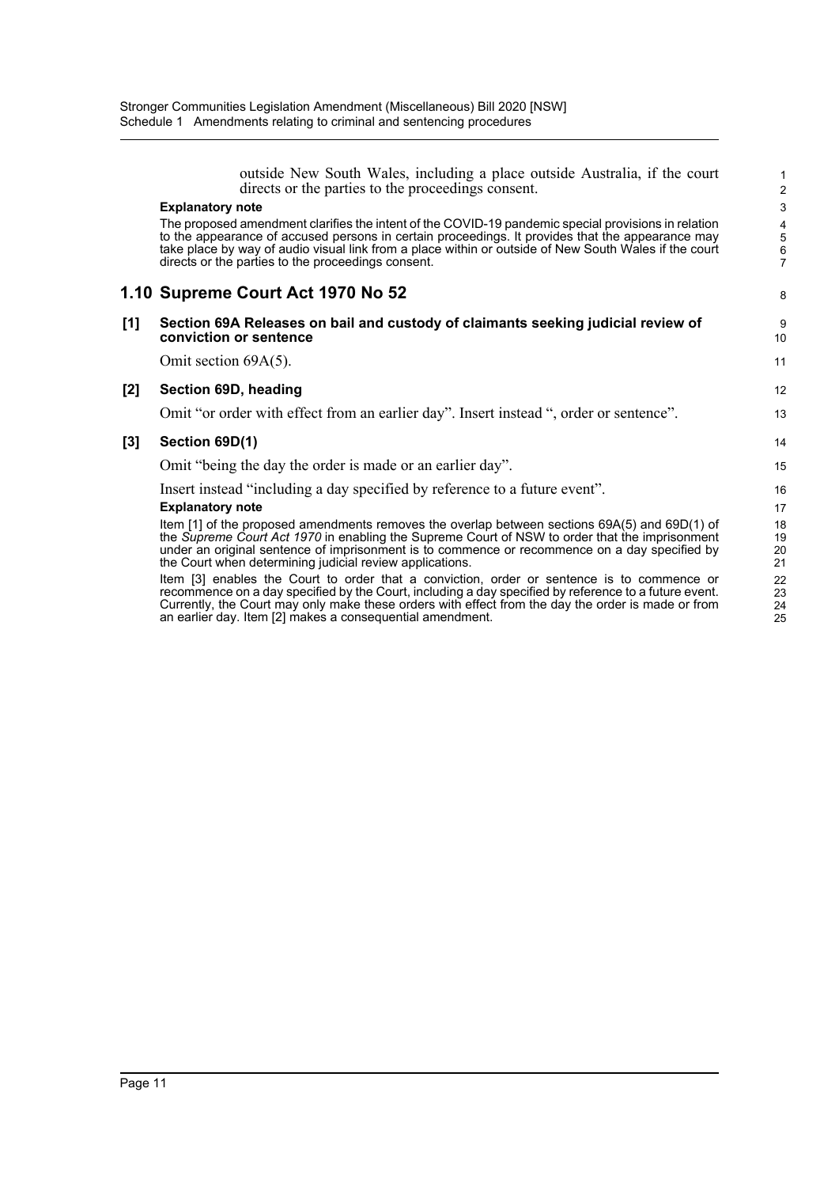outside New South Wales, including a place outside Australia, if the court directs or the parties to the proceedings consent.

**Explanatory note**

The proposed amendment clarifies the intent of the COVID-19 pandemic special provisions in relation to the appearance of accused persons in certain proceedings. It provides that the appearance may take place by way of audio visual link from a place within or outside of New South Wales if the court directs or the parties to the proceedings consent.

## 1.10 Supreme Court Act 1970 No 52

### [1] Section 69A Releases on bail and custody of claimants seeking judicial review of conviction or sentence

Omit section 69A(5).

### [2] Section 69D, heading

Omit "or order with effect from an earlier day". Insert instead ", order or sentence".

### [3] Section 69D(1)

Omit "being the day the order is made or an earlier day".

Insert instead "including a day specified by reference to a future event".

**Explanatory note**

Item [1] of the proposed amendments removes the overlap between sections 69A(5) and 69D(1) of the *Supreme Court Act 1970* in enabling the Supreme Court of NSW to order that the imprisonment under an original sentence of imprisonment is to commence or recommence on a day specified by the Court when determining judicial review applications.

Item [3] enables the Court to order that a conviction, order or sentence is to commence or recommence on a day specified by the Court, including a day specified by reference to a future event. Currently, the Court may only make these orders with effect from the day the order is made or from an earlier day. Item [2] makes a consequential amendment.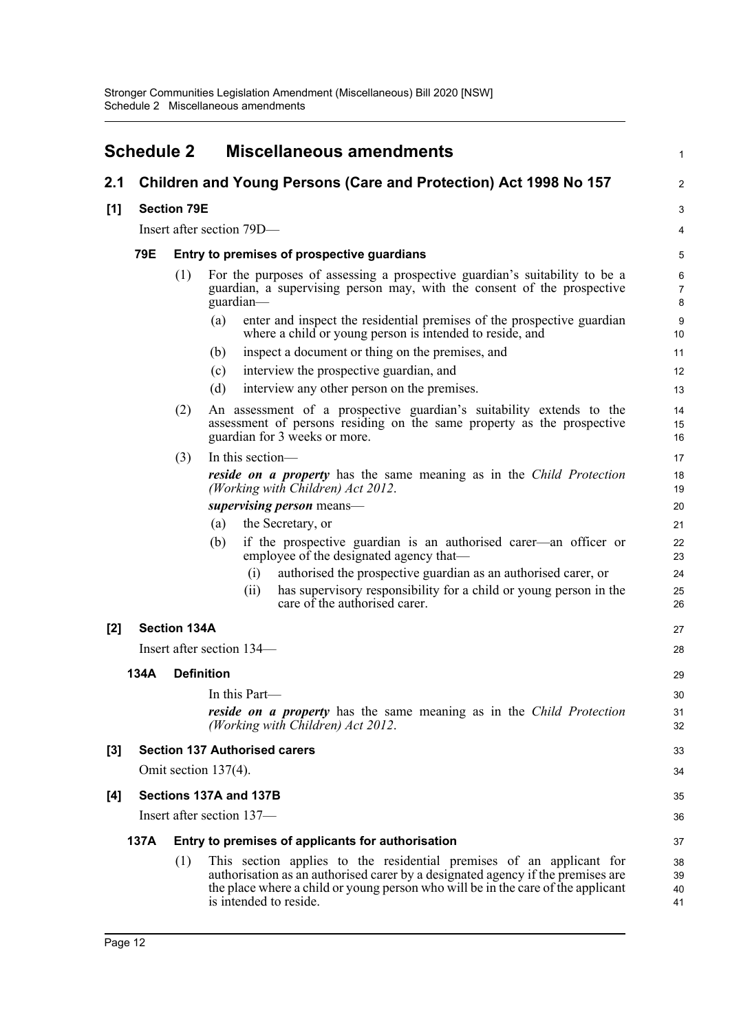# Schedule 2 Miscellaneous amendments

## 2.1 Children and Young Persons (Care and Protection) Act 1998 No 157

### [1] Section 79E

Insert after section 79D—

#### 79E Entry to premises of prospective guardians

(1) For the purposes of assessing a prospective guardian's suitability to be a guardian, a supervising person may, with the consent of the prospective guardian—

(a) enter and inspect the residential premises of the prospective guardian where a child or young person is intended to reside, and

(b) inspect a document or thing on the premises, and

(c) interview the prospective guardian, and

(d) interview any other person on the premises.

(2) An assessment of a prospective guardian's suitability extends to the assessment of persons residing on the same property as the prospective guardian for 3 weeks or more.

(3) In this section—

***reside on a property*** has the same meaning as in the *Child Protection (Working with Children) Act 2012*.

***supervising person*** means—

(a) the Secretary, or

(b) if the prospective guardian is an authorised carer—an officer or employee of the designated agency that—

(i) authorised the prospective guardian as an authorised carer, or

(ii) has supervisory responsibility for a child or young person in the care of the authorised carer.

### [2] Section 134A

Insert after section 134—

#### 134A Definition

In this Part—

***reside on a property*** has the same meaning as in the *Child Protection (Working with Children) Act 2012*.

### [3] Section 137 Authorised carers

Omit section 137(4).

### [4] Sections 137A and 137B

Insert after section 137—

#### 137A Entry to premises of applicants for authorisation

(1) This section applies to the residential premises of an applicant for authorisation as an authorised carer by a designated agency if the premises are the place where a child or young person who will be in the care of the applicant is intended to reside.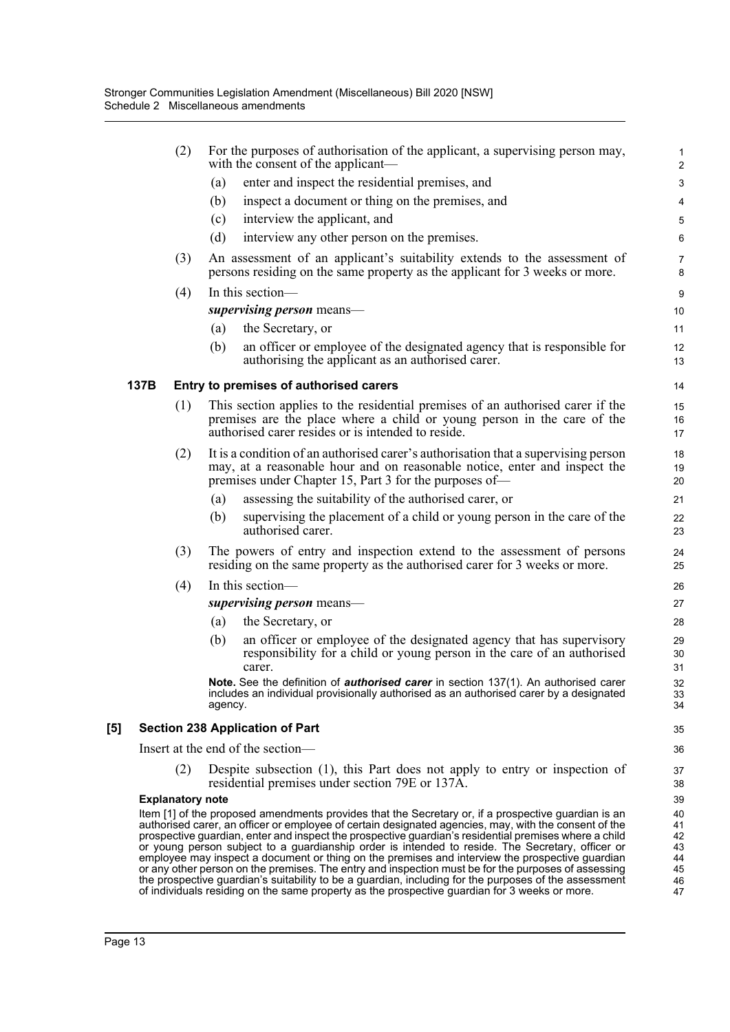(2) For the purposes of authorisation of the applicant, a supervising person may, with the consent of the applicant—

(a) enter and inspect the residential premises, and

(b) inspect a document or thing on the premises, and

(c) interview the applicant, and

(d) interview any other person on the premises.

(3) An assessment of an applicant's suitability extends to the assessment of persons residing on the same property as the applicant for 3 weeks or more.

(4) In this section—

***supervising person*** means—

(a) the Secretary, or

(b) an officer or employee of the designated agency that is responsible for authorising the applicant as an authorised carer.

### 137B Entry to premises of authorised carers

(1) This section applies to the residential premises of an authorised carer if the premises are the place where a child or young person in the care of the authorised carer resides or is intended to reside.

(2) It is a condition of an authorised carer's authorisation that a supervising person may, at a reasonable hour and on reasonable notice, enter and inspect the premises under Chapter 15, Part 3 for the purposes of—

(a) assessing the suitability of the authorised carer, or

(b) supervising the placement of a child or young person in the care of the authorised carer.

(3) The powers of entry and inspection extend to the assessment of persons residing on the same property as the authorised carer for 3 weeks or more.

(4) In this section—

***supervising person*** means—

(a) the Secretary, or

(b) an officer or employee of the designated agency that has supervisory responsibility for a child or young person in the care of an authorised carer.

**Note.** See the definition of ***authorised carer*** in section 137(1). An authorised carer includes an individual provisionally authorised as an authorised carer by a designated agency.

## [5] Section 238 Application of Part

Insert at the end of the section—

(2) Despite subsection (1), this Part does not apply to entry or inspection of residential premises under section 79E or 137A.

**Explanatory note**

Item [1] of the proposed amendments provides that the Secretary or, if a prospective guardian is an authorised carer, an officer or employee of certain designated agencies, may, with the consent of the prospective guardian, enter and inspect the prospective guardian's residential premises where a child or young person subject to a guardianship order is intended to reside. The Secretary, officer or employee may inspect a document or thing on the premises and interview the prospective guardian or any other person on the premises. The entry and inspection must be for the purposes of assessing the prospective guardian's suitability to be a guardian, including for the purposes of the assessment of individuals residing on the same property as the prospective guardian for 3 weeks or more.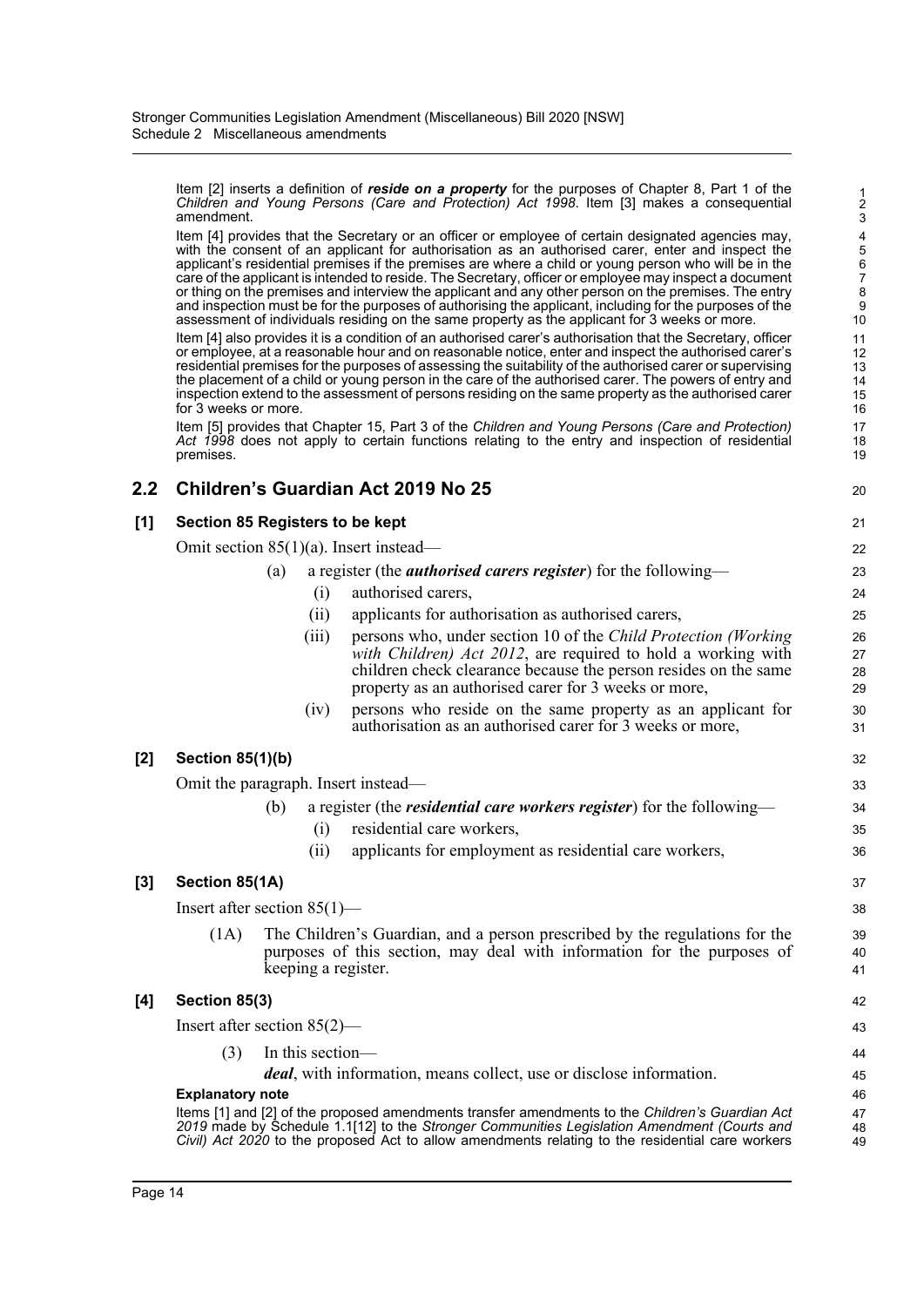Item [2] inserts a definition of ***reside on a property*** for the purposes of Chapter 8, Part 1 of the *Children and Young Persons (Care and Protection) Act 1998*. Item [3] makes a consequential amendment.

Item [4] provides that the Secretary or an officer or employee of certain designated agencies may, with the consent of an applicant for authorisation as an authorised carer, enter and inspect the applicant's residential premises if the premises are where a child or young person who will be in the care of the applicant is intended to reside. The Secretary, officer or employee may inspect a document or thing on the premises and interview the applicant and any other person on the premises. The entry and inspection must be for the purposes of authorising the applicant, including for the purposes of the assessment of individuals residing on the same property as the applicant for 3 weeks or more.

Item [4] also provides it is a condition of an authorised carer's authorisation that the Secretary, officer or employee, at a reasonable hour and on reasonable notice, enter and inspect the authorised carer's residential premises for the purposes of assessing the suitability of the authorised carer or supervising the placement of a child or young person in the care of the authorised carer. The powers of entry and inspection extend to the assessment of persons residing on the same property as the authorised carer for 3 weeks or more.

Item [5] provides that Chapter 15, Part 3 of the *Children and Young Persons (Care and Protection) Act 1998* does not apply to certain functions relating to the entry and inspection of residential premises.

## 2.2 Children's Guardian Act 2019 No 25

### [1] Section 85 Registers to be kept

Omit section 85(1)(a). Insert instead—

(a) a register (the ***authorised carers register***) for the following—

(i) authorised carers,

(ii) applicants for authorisation as authorised carers,

(iii) persons who, under section 10 of the *Child Protection (Working with Children) Act 2012*, are required to hold a working with children check clearance because the person resides on the same property as an authorised carer for 3 weeks or more,

(iv) persons who reside on the same property as an applicant for authorisation as an authorised carer for 3 weeks or more,

### [2] Section 85(1)(b)

Omit the paragraph. Insert instead—

(b) a register (the ***residential care workers register***) for the following—

(i) residential care workers,

(ii) applicants for employment as residential care workers,

### [3] Section 85(1A)

Insert after section 85(1)—

(1A) The Children's Guardian, and a person prescribed by the regulations for the purposes of this section, may deal with information for the purposes of keeping a register.

### [4] Section 85(3)

Insert after section 85(2)—

(3) In this section—

***deal***, with information, means collect, use or disclose information.

**Explanatory note**

Items [1] and [2] of the proposed amendments transfer amendments to the *Children's Guardian Act 2019* made by Schedule 1.1[12] to the *Stronger Communities Legislation Amendment (Courts and Civil) Act 2020* to the proposed Act to allow amendments relating to the residential care workers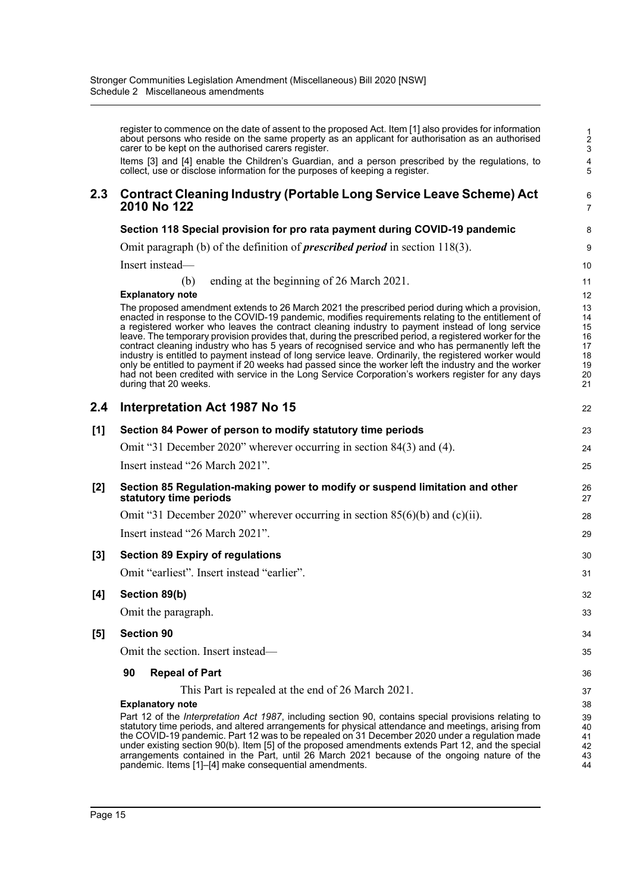register to commence on the date of assent to the proposed Act. Item [1] also provides for information about persons who reside on the same property as an applicant for authorisation as an authorised carer to be kept on the authorised carers register.

Items [3] and [4] enable the Children's Guardian, and a person prescribed by the regulations, to collect, use or disclose information for the purposes of keeping a register.

## 2.3 Contract Cleaning Industry (Portable Long Service Leave Scheme) Act 2010 No 122

### Section 118 Special provision for pro rata payment during COVID-19 pandemic

Omit paragraph (b) of the definition of ***prescribed period*** in section 118(3).

Insert instead—

(b) ending at the beginning of 26 March 2021.

**Explanatory note**

The proposed amendment extends to 26 March 2021 the prescribed period during which a provision, enacted in response to the COVID-19 pandemic, modifies requirements relating to the entitlement of a registered worker who leaves the contract cleaning industry to payment instead of long service leave. The temporary provision provides that, during the prescribed period, a registered worker for the contract cleaning industry who has 5 years of recognised service and who has permanently left the industry is entitled to payment instead of long service leave. Ordinarily, the registered worker would only be entitled to payment if 20 weeks had passed since the worker left the industry and the worker had not been credited with service in the Long Service Corporation's workers register for any days during that 20 weeks.

## 2.4 Interpretation Act 1987 No 15

### [1] Section 84 Power of person to modify statutory time periods

Omit "31 December 2020" wherever occurring in section 84(3) and (4).

Insert instead "26 March 2021".

### [2] Section 85 Regulation-making power to modify or suspend limitation and other statutory time periods

Omit "31 December 2020" wherever occurring in section 85(6)(b) and (c)(ii).

Insert instead "26 March 2021".

### [3] Section 89 Expiry of regulations

Omit "earliest". Insert instead "earlier".

### [4] Section 89(b)

Omit the paragraph.

### [5] Section 90

Omit the section. Insert instead—

**90 Repeal of Part**

This Part is repealed at the end of 26 March 2021.

**Explanatory note**

Part 12 of the *Interpretation Act 1987*, including section 90, contains special provisions relating to statutory time periods, and altered arrangements for physical attendance and meetings, arising from the COVID-19 pandemic. Part 12 was to be repealed on 31 December 2020 under a regulation made under existing section 90(b). Item [5] of the proposed amendments extends Part 12, and the special arrangements contained in the Part, until 26 March 2021 because of the ongoing nature of the pandemic. Items [1]–[4] make consequential amendments.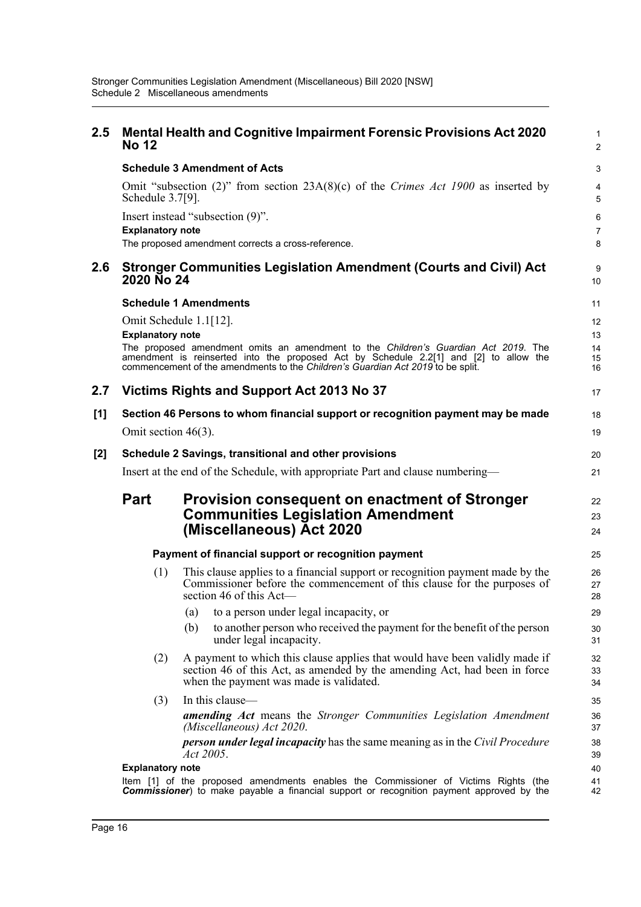## 2.5 Mental Health and Cognitive Impairment Forensic Provisions Act 2020 No 12

### Schedule 3 Amendment of Acts

Omit "subsection (2)" from section 23A(8)(c) of the *Crimes Act 1900* as inserted by Schedule 3.7[9].

Insert instead "subsection (9)".

**Explanatory note**

The proposed amendment corrects a cross-reference.

## 2.6 Stronger Communities Legislation Amendment (Courts and Civil) Act 2020 No 24

### Schedule 1 Amendments

Omit Schedule 1.1[12].

**Explanatory note**

The proposed amendment omits an amendment to the *Children's Guardian Act 2019*. The amendment is reinserted into the proposed Act by Schedule 2.2[1] and [2] to allow the commencement of the amendments to the *Children's Guardian Act 2019* to be split.

## 2.7 Victims Rights and Support Act 2013 No 37

### [1] Section 46 Persons to whom financial support or recognition payment may be made

Omit section 46(3).

### [2] Schedule 2 Savings, transitional and other provisions

Insert at the end of the Schedule, with appropriate Part and clause numbering—

## Part Provision consequent on enactment of Stronger Communities Legislation Amendment (Miscellaneous) Act 2020

### Payment of financial support or recognition payment

(1) This clause applies to a financial support or recognition payment made by the Commissioner before the commencement of this clause for the purposes of section 46 of this Act—

(a) to a person under legal incapacity, or

(b) to another person who received the payment for the benefit of the person under legal incapacity.

(2) A payment to which this clause applies that would have been validly made if section 46 of this Act, as amended by the amending Act, had been in force when the payment was made is validated.

(3) In this clause—

***amending Act*** means the *Stronger Communities Legislation Amendment (Miscellaneous) Act 2020*.

***person under legal incapacity*** has the same meaning as in the *Civil Procedure Act 2005*.

**Explanatory note**

Item [1] of the proposed amendments enables the Commissioner of Victims Rights (the ***Commissioner***) to make payable a financial support or recognition payment approved by the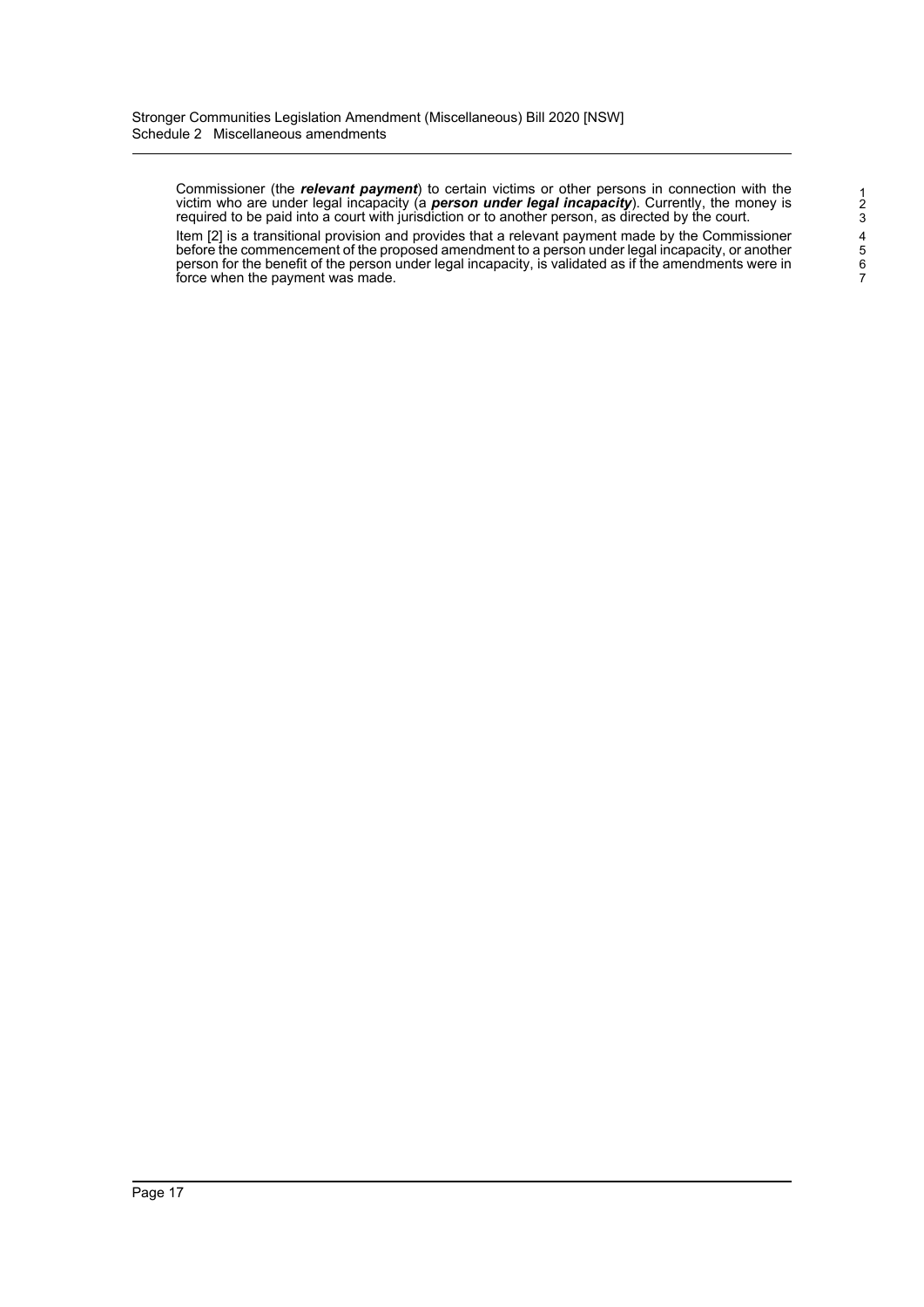Commissioner (the ***relevant payment***) to certain victims or other persons in connection with the victim who are under legal incapacity (a ***person under legal incapacity***). Currently, the money is required to be paid into a court with jurisdiction or to another person, as directed by the court.

Item [2] is a transitional provision and provides that a relevant payment made by the Commissioner before the commencement of the proposed amendment to a person under legal incapacity, or another person for the benefit of the person under legal incapacity, is validated as if the amendments were in force when the payment was made.